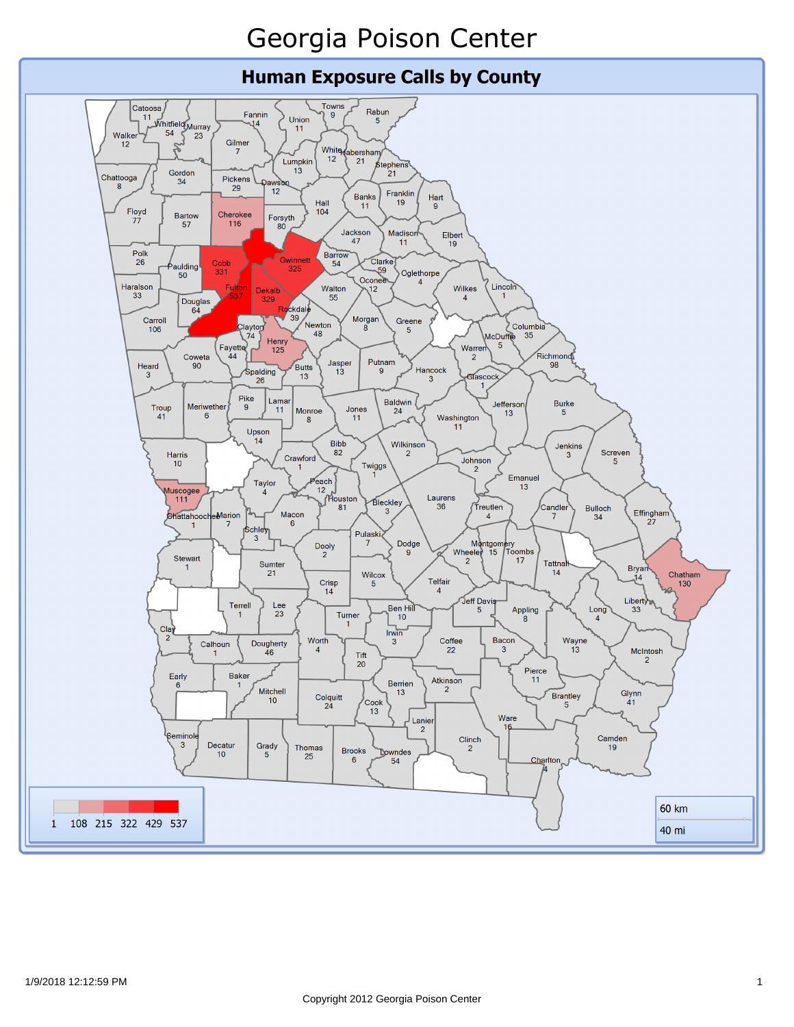# Georgia Poison Center

## Human Exposure Calls by County

| County | Calls |
|---|---|
| Catoosa | 11 |
| Whitfield | 54 |
| Murray | 23 |
| Fannin | 14 |
| Union | 11 |
| Towns | 9 |
| Rabun | 5 |
| Walker | 12 |
| Gilmer | 7 |
| White | 12 |
| Habersham | 21 |
| Stephens | 21 |
| Lumpkin | 13 |
| Chattooga | 8 |
| Gordon | 34 |
| Pickens | 29 |
| Dawson | 12 |
| Banks | 11 |
| Franklin | 19 |
| Hart | 9 |
| Hall | 104 |
| Floyd | 77 |
| Bartow | 57 |
| Cherokee | 116 |
| Forsyth | 80 |
| Jackson | 47 |
| Madison | 11 |
| Elbert | 19 |
| Polk | 26 |
| Paulding | 50 |
| Cobb | 331 |
| Gwinnett | 325 |
| Barrow | 54 |
| Clarke | 59 |
| Oglethorpe | 4 |
| Oconee | 12 |
| Haralson | 33 |
| Fulton | 537 |
| Dekalb | 329 |
| Walton | 55 |
| Wilkes | 4 |
| Lincoln | 1 |
| Douglas | 64 |
| Rockdale | 39 |
| Carroll | 106 |
| Clayton | 74 |
| Newton | 48 |
| Morgan | 8 |
| Greene | 5 |
| Columbia | 35 |
| McDuffie | 5 |
| Henry | 125 |
| Fayette | 44 |
| Warren | 2 |
| Richmond | 98 |
| Coweta | 90 |
| Heard | 3 |
| Spalding | 26 |
| Butts | 13 |
| Jasper | 13 |
| Putnam | 9 |
| Hancock | 3 |
| Glascock | 1 |
| Pike | 9 |
| Lamar | 11 |
| Troup | 41 |
| Meriwether | 6 |
| Monroe | 8 |
| Jones | 11 |
| Baldwin | 24 |
| Jefferson | 13 |
| Burke | 5 |
| Upson | 14 |
| Washington | 11 |
| Bibb | 82 |
| Harris | 10 |
| Crawford | 1 |
| Wilkinson | 2 |
| Jenkins | 3 |
| Screven | 5 |
| Twiggs | 1 |
| Johnson | 2 |
| Taylor | 4 |
| Peach | 12 |
| Muscogee | 111 |
| Emanuel | 13 |
| Houston | 81 |
| Laurens | 36 |
| Bleckley | 3 |
| Chattahoochee | 1 |
| Marion | 7 |
| Macon | 6 |
| Treutlen | 4 |
| Candler | 7 |
| Bulloch | 34 |
| Effingham | 27 |
| Schley | 3 |
| Pulaski | 7 |
| Dooly | 2 |
| Dodge | 9 |
| Montgomery | 15 |
| Wheeler | 2 |
| Toombs | 17 |
| Stewart | 1 |
| Sumter | 21 |
| Tattnall | 14 |
| Bryan | 14 |
| Chatham | 130 |
| Wilcox | 5 |
| Crisp | 14 |
| Telfair | 4 |
| Terrell | 1 |
| Lee | 23 |
| Jeff Davis | 5 |
| Liberty | 33 |
| Ben Hill | 10 |
| Turner | 1 |
| Appling | 8 |
| Long | 4 |
| Clay | 2 |
| Irwin | 3 |
| Calhoun | 1 |
| Dougherty | 46 |
| Worth | 4 |
| Coffee | 22 |
| Bacon | 3 |
| Wayne | 13 |
| McIntosh | 2 |
| Tift | 20 |
| Early | 6 |
| Baker | 1 |
| Pierce | 11 |
| Berrien | 13 |
| Atkinson | 2 |
| Mitchell | 10 |
| Colquitt | 24 |
| Brantley | 5 |
| Glynn | 41 |
| Cook | 13 |
| Lanier | 2 |
| Ware | 16 |
| Seminole | 3 |
| Clinch | 2 |
| Camden | 19 |
| Decatur | 10 |
| Grady | 5 |
| Thomas | 25 |
| Brooks | 6 |
| Lowndes | 54 |
| Charlton | 4 |

Legend: 1, 108, 215, 322, 429, 537

Scale: 60 km / 40 mi

1/9/2018 12:12:59 PM

Copyright 2012 Georgia Poison Center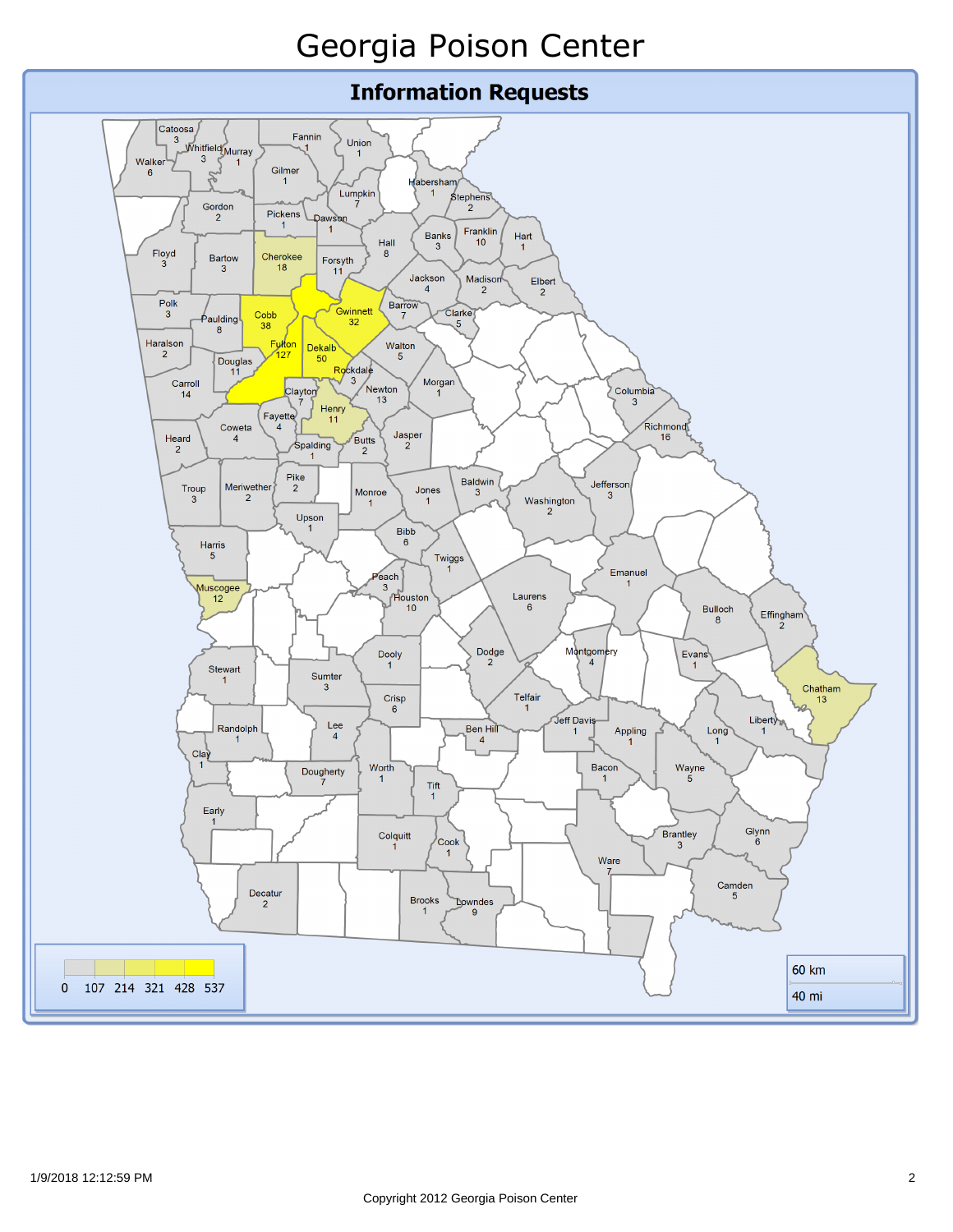# Georgia Poison Center

## Information Requests

| County | Requests |
|---|---|
| Catoosa | 3 |
| Whitfield | 3 |
| Murray | 1 |
| Fannin | 1 |
| Union | 1 |
| Walker | 6 |
| Gilmer | 1 |
| Habersham | 1 |
| Stephens | 2 |
| Lumpkin | 7 |
| Gordon | 2 |
| Pickens | 1 |
| Dawson | 1 |
| Banks | 3 |
| Franklin | 10 |
| Hart | 1 |
| Hall | 8 |
| Floyd | 3 |
| Bartow | 3 |
| Cherokee | 18 |
| Forsyth | 11 |
| Jackson | 4 |
| Madison | 2 |
| Elbert | 2 |
| Polk | 3 |
| Paulding | 8 |
| Cobb | 38 |
| Gwinnett | 32 |
| Barrow | 7 |
| Clarke | 5 |
| Haralson | 2 |
| Fulton | 127 |
| Dekalb | 50 |
| Walton | 5 |
| Douglas | 11 |
| Rockdale | 3 |
| Carroll | 14 |
| Clayton | 7 |
| Newton | 13 |
| Morgan | 1 |
| Columbia | 3 |
| Henry | 11 |
| Fayette | 4 |
| Coweta | 4 |
| Richmond | 16 |
| Heard | 2 |
| Spalding | 1 |
| Butts | 2 |
| Jasper | 2 |
| Pike | 2 |
| Troup | 3 |
| Meriwether | 2 |
| Monroe | 1 |
| Jones | 1 |
| Baldwin | 3 |
| Jefferson | 3 |
| Washington | 2 |
| Upson | 1 |
| Bibb | 6 |
| Harris | 5 |
| Twiggs | 1 |
| Emanuel | 1 |
| Peach | 3 |
| Muscogee | 12 |
| Houston | 10 |
| Laurens | 6 |
| Bulloch | 8 |
| Effingham | 2 |
| Dooly | 1 |
| Dodge | 2 |
| Montgomery | 4 |
| Evans | 1 |
| Stewart | 1 |
| Sumter | 3 |
| Chatham | 13 |
| Crisp | 6 |
| Telfair | 1 |
| Liberty | 1 |
| Jeff Davis | 1 |
| Randolph | 1 |
| Lee | 4 |
| Ben Hill | 4 |
| Appling | 1 |
| Long | 1 |
| Clay | 1 |
| Dougherty | 7 |
| Worth | 1 |
| Bacon | 1 |
| Wayne | 5 |
| Tift | 1 |
| Early | 1 |
| Glynn | 6 |
| Brantley | 3 |
| Colquitt | 1 |
| Cook | 1 |
| Ware | 7 |
| Camden | 5 |
| Decatur | 2 |
| Brooks | 1 |
| Lowndes | 9 |

Legend: 0, 107, 214, 321, 428, 537

Scale: 60 km / 40 mi

1/9/2018 12:12:59 PM

Copyright 2012 Georgia Poison Center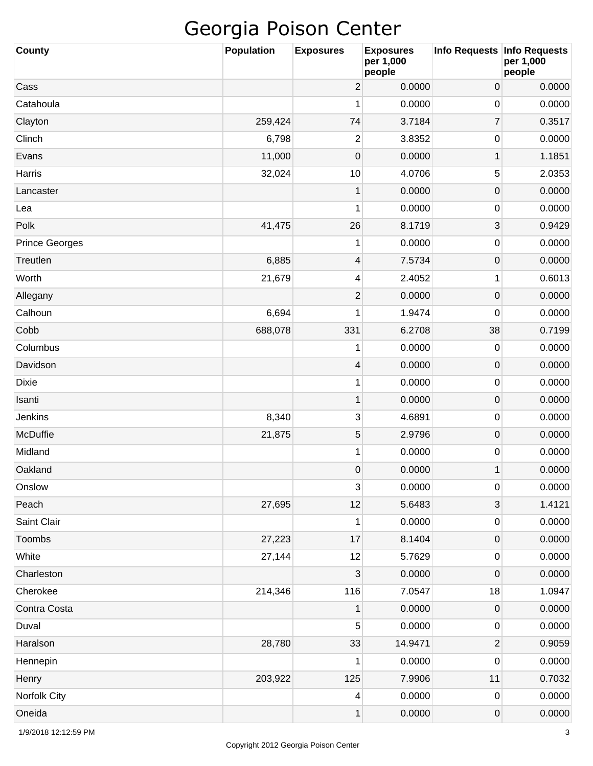# Georgia Poison Center

| County | Population | Exposures | Exposures per 1,000 people | Info Requests | Info Requests per 1,000 people |
|---|---|---|---|---|---|
| Cass | | 2 | 0.0000 | 0 | 0.0000 |
| Catahoula | | 1 | 0.0000 | 0 | 0.0000 |
| Clayton | 259,424 | 74 | 3.7184 | 7 | 0.3517 |
| Clinch | 6,798 | 2 | 3.8352 | 0 | 0.0000 |
| Evans | 11,000 | 0 | 0.0000 | 1 | 1.1851 |
| Harris | 32,024 | 10 | 4.0706 | 5 | 2.0353 |
| Lancaster | | 1 | 0.0000 | 0 | 0.0000 |
| Lea | | 1 | 0.0000 | 0 | 0.0000 |
| Polk | 41,475 | 26 | 8.1719 | 3 | 0.9429 |
| Prince Georges | | 1 | 0.0000 | 0 | 0.0000 |
| Treutlen | 6,885 | 4 | 7.5734 | 0 | 0.0000 |
| Worth | 21,679 | 4 | 2.4052 | 1 | 0.6013 |
| Allegany | | 2 | 0.0000 | 0 | 0.0000 |
| Calhoun | 6,694 | 1 | 1.9474 | 0 | 0.0000 |
| Cobb | 688,078 | 331 | 6.2708 | 38 | 0.7199 |
| Columbus | | 1 | 0.0000 | 0 | 0.0000 |
| Davidson | | 4 | 0.0000 | 0 | 0.0000 |
| Dixie | | 1 | 0.0000 | 0 | 0.0000 |
| Isanti | | 1 | 0.0000 | 0 | 0.0000 |
| Jenkins | 8,340 | 3 | 4.6891 | 0 | 0.0000 |
| McDuffie | 21,875 | 5 | 2.9796 | 0 | 0.0000 |
| Midland | | 1 | 0.0000 | 0 | 0.0000 |
| Oakland | | 0 | 0.0000 | 1 | 0.0000 |
| Onslow | | 3 | 0.0000 | 0 | 0.0000 |
| Peach | 27,695 | 12 | 5.6483 | 3 | 1.4121 |
| Saint Clair | | 1 | 0.0000 | 0 | 0.0000 |
| Toombs | 27,223 | 17 | 8.1404 | 0 | 0.0000 |
| White | 27,144 | 12 | 5.7629 | 0 | 0.0000 |
| Charleston | | 3 | 0.0000 | 0 | 0.0000 |
| Cherokee | 214,346 | 116 | 7.0547 | 18 | 1.0947 |
| Contra Costa | | 1 | 0.0000 | 0 | 0.0000 |
| Duval | | 5 | 0.0000 | 0 | 0.0000 |
| Haralson | 28,780 | 33 | 14.9471 | 2 | 0.9059 |
| Hennepin | | 1 | 0.0000 | 0 | 0.0000 |
| Henry | 203,922 | 125 | 7.9906 | 11 | 0.7032 |
| Norfolk City | | 4 | 0.0000 | 0 | 0.0000 |
| Oneida | | 1 | 0.0000 | 0 | 0.0000 |

1/9/2018 12:12:59 PM

Copyright 2012 Georgia Poison Center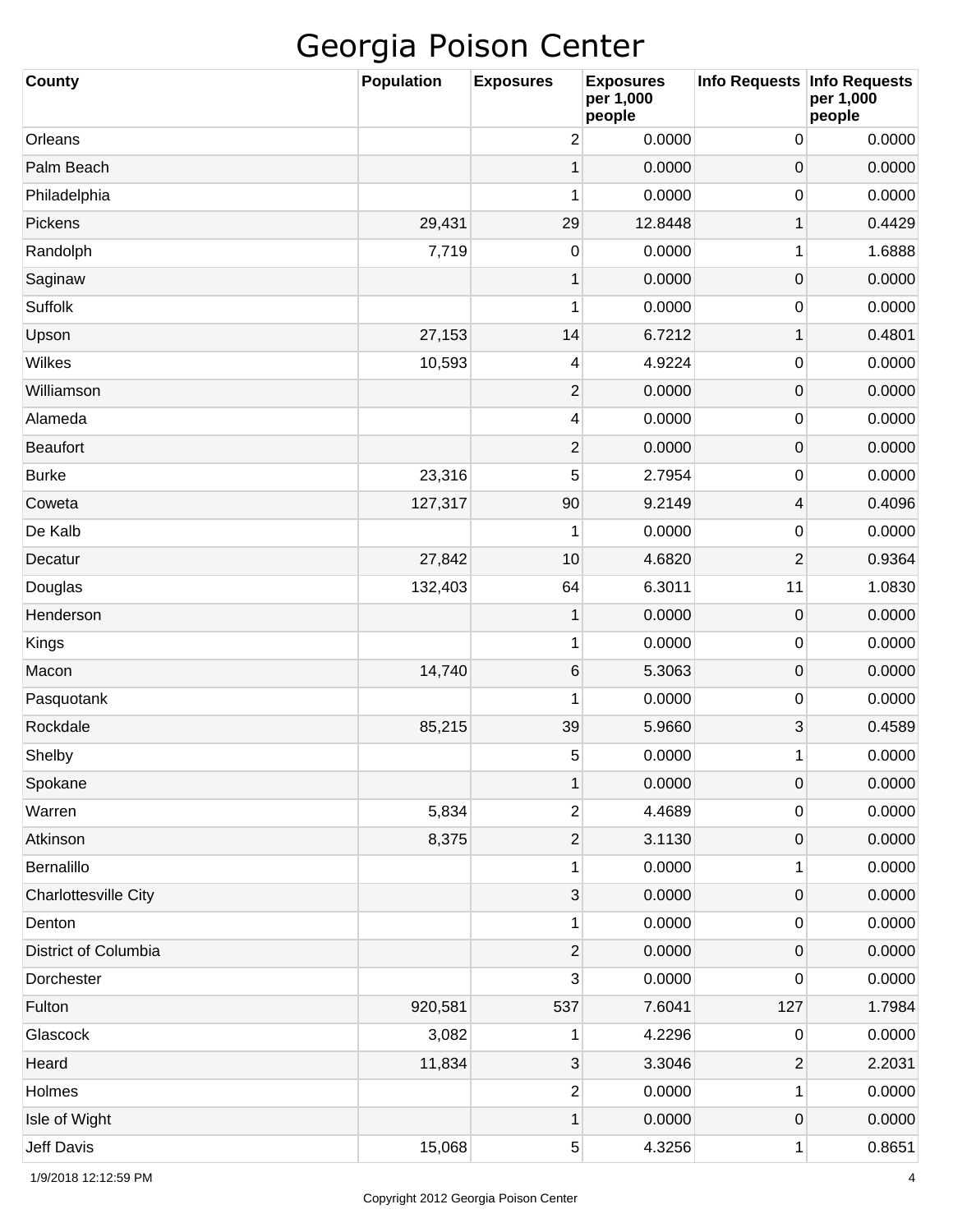# Georgia Poison Center

| County | Population | Exposures | Exposures per 1,000 people | Info Requests | Info Requests per 1,000 people |
|---|---|---|---|---|---|
| Orleans | | 2 | 0.0000 | 0 | 0.0000 |
| Palm Beach | | 1 | 0.0000 | 0 | 0.0000 |
| Philadelphia | | 1 | 0.0000 | 0 | 0.0000 |
| Pickens | 29,431 | 29 | 12.8448 | 1 | 0.4429 |
| Randolph | 7,719 | 0 | 0.0000 | 1 | 1.6888 |
| Saginaw | | 1 | 0.0000 | 0 | 0.0000 |
| Suffolk | | 1 | 0.0000 | 0 | 0.0000 |
| Upson | 27,153 | 14 | 6.7212 | 1 | 0.4801 |
| Wilkes | 10,593 | 4 | 4.9224 | 0 | 0.0000 |
| Williamson | | 2 | 0.0000 | 0 | 0.0000 |
| Alameda | | 4 | 0.0000 | 0 | 0.0000 |
| Beaufort | | 2 | 0.0000 | 0 | 0.0000 |
| Burke | 23,316 | 5 | 2.7954 | 0 | 0.0000 |
| Coweta | 127,317 | 90 | 9.2149 | 4 | 0.4096 |
| De Kalb | | 1 | 0.0000 | 0 | 0.0000 |
| Decatur | 27,842 | 10 | 4.6820 | 2 | 0.9364 |
| Douglas | 132,403 | 64 | 6.3011 | 11 | 1.0830 |
| Henderson | | 1 | 0.0000 | 0 | 0.0000 |
| Kings | | 1 | 0.0000 | 0 | 0.0000 |
| Macon | 14,740 | 6 | 5.3063 | 0 | 0.0000 |
| Pasquotank | | 1 | 0.0000 | 0 | 0.0000 |
| Rockdale | 85,215 | 39 | 5.9660 | 3 | 0.4589 |
| Shelby | | 5 | 0.0000 | 1 | 0.0000 |
| Spokane | | 1 | 0.0000 | 0 | 0.0000 |
| Warren | 5,834 | 2 | 4.4689 | 0 | 0.0000 |
| Atkinson | 8,375 | 2 | 3.1130 | 0 | 0.0000 |
| Bernalillo | | 1 | 0.0000 | 1 | 0.0000 |
| Charlottesville City | | 3 | 0.0000 | 0 | 0.0000 |
| Denton | | 1 | 0.0000 | 0 | 0.0000 |
| District of Columbia | | 2 | 0.0000 | 0 | 0.0000 |
| Dorchester | | 3 | 0.0000 | 0 | 0.0000 |
| Fulton | 920,581 | 537 | 7.6041 | 127 | 1.7984 |
| Glascock | 3,082 | 1 | 4.2296 | 0 | 0.0000 |
| Heard | 11,834 | 3 | 3.3046 | 2 | 2.2031 |
| Holmes | | 2 | 0.0000 | 1 | 0.0000 |
| Isle of Wight | | 1 | 0.0000 | 0 | 0.0000 |
| Jeff Davis | 15,068 | 5 | 4.3256 | 1 | 0.8651 |

1/9/2018 12:12:59 PM

Copyright 2012 Georgia Poison Center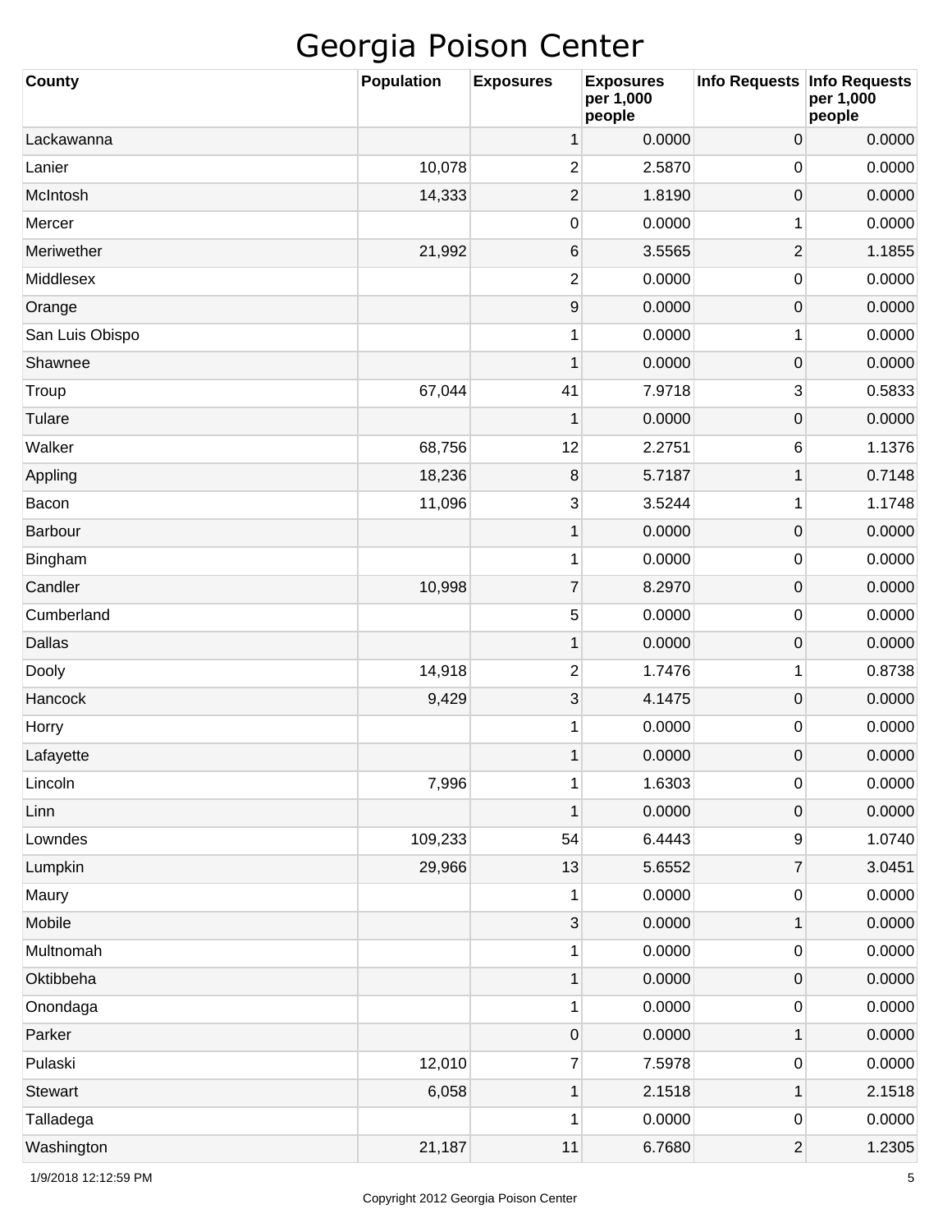# Georgia Poison Center

| County | Population | Exposures | Exposures per 1,000 people | Info Requests | Info Requests per 1,000 people |
|---|---|---|---|---|---|
| Lackawanna | | 1 | 0.0000 | 0 | 0.0000 |
| Lanier | 10,078 | 2 | 2.5870 | 0 | 0.0000 |
| McIntosh | 14,333 | 2 | 1.8190 | 0 | 0.0000 |
| Mercer | | 0 | 0.0000 | 1 | 0.0000 |
| Meriwether | 21,992 | 6 | 3.5565 | 2 | 1.1855 |
| Middlesex | | 2 | 0.0000 | 0 | 0.0000 |
| Orange | | 9 | 0.0000 | 0 | 0.0000 |
| San Luis Obispo | | 1 | 0.0000 | 1 | 0.0000 |
| Shawnee | | 1 | 0.0000 | 0 | 0.0000 |
| Troup | 67,044 | 41 | 7.9718 | 3 | 0.5833 |
| Tulare | | 1 | 0.0000 | 0 | 0.0000 |
| Walker | 68,756 | 12 | 2.2751 | 6 | 1.1376 |
| Appling | 18,236 | 8 | 5.7187 | 1 | 0.7148 |
| Bacon | 11,096 | 3 | 3.5244 | 1 | 1.1748 |
| Barbour | | 1 | 0.0000 | 0 | 0.0000 |
| Bingham | | 1 | 0.0000 | 0 | 0.0000 |
| Candler | 10,998 | 7 | 8.2970 | 0 | 0.0000 |
| Cumberland | | 5 | 0.0000 | 0 | 0.0000 |
| Dallas | | 1 | 0.0000 | 0 | 0.0000 |
| Dooly | 14,918 | 2 | 1.7476 | 1 | 0.8738 |
| Hancock | 9,429 | 3 | 4.1475 | 0 | 0.0000 |
| Horry | | 1 | 0.0000 | 0 | 0.0000 |
| Lafayette | | 1 | 0.0000 | 0 | 0.0000 |
| Lincoln | 7,996 | 1 | 1.6303 | 0 | 0.0000 |
| Linn | | 1 | 0.0000 | 0 | 0.0000 |
| Lowndes | 109,233 | 54 | 6.4443 | 9 | 1.0740 |
| Lumpkin | 29,966 | 13 | 5.6552 | 7 | 3.0451 |
| Maury | | 1 | 0.0000 | 0 | 0.0000 |
| Mobile | | 3 | 0.0000 | 1 | 0.0000 |
| Multnomah | | 1 | 0.0000 | 0 | 0.0000 |
| Oktibbeha | | 1 | 0.0000 | 0 | 0.0000 |
| Onondaga | | 1 | 0.0000 | 0 | 0.0000 |
| Parker | | 0 | 0.0000 | 1 | 0.0000 |
| Pulaski | 12,010 | 7 | 7.5978 | 0 | 0.0000 |
| Stewart | 6,058 | 1 | 2.1518 | 1 | 2.1518 |
| Talladega | | 1 | 0.0000 | 0 | 0.0000 |
| Washington | 21,187 | 11 | 6.7680 | 2 | 1.2305 |

Copyright 2012 Georgia Poison Center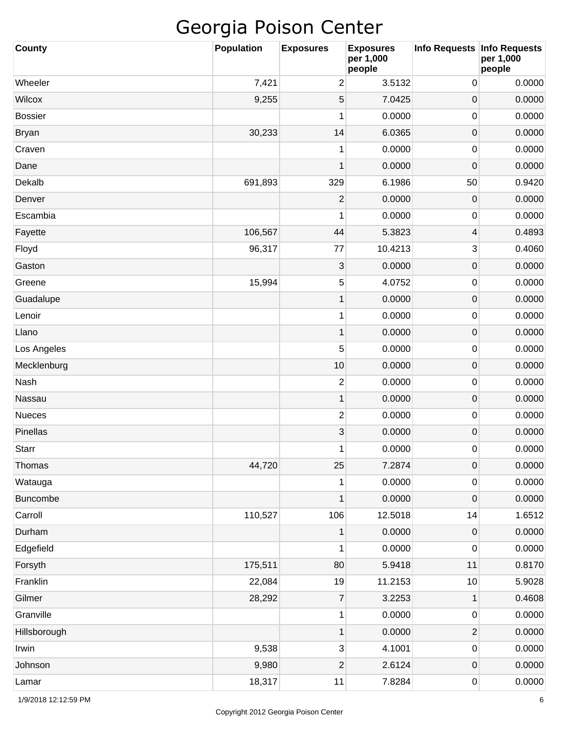# Georgia Poison Center

| County | Population | Exposures | Exposures per 1,000 people | Info Requests | Info Requests per 1,000 people |
|---|---|---|---|---|---|
| Wheeler | 7,421 | 2 | 3.5132 | 0 | 0.0000 |
| Wilcox | 9,255 | 5 | 7.0425 | 0 | 0.0000 |
| Bossier | | 1 | 0.0000 | 0 | 0.0000 |
| Bryan | 30,233 | 14 | 6.0365 | 0 | 0.0000 |
| Craven | | 1 | 0.0000 | 0 | 0.0000 |
| Dane | | 1 | 0.0000 | 0 | 0.0000 |
| Dekalb | 691,893 | 329 | 6.1986 | 50 | 0.9420 |
| Denver | | 2 | 0.0000 | 0 | 0.0000 |
| Escambia | | 1 | 0.0000 | 0 | 0.0000 |
| Fayette | 106,567 | 44 | 5.3823 | 4 | 0.4893 |
| Floyd | 96,317 | 77 | 10.4213 | 3 | 0.4060 |
| Gaston | | 3 | 0.0000 | 0 | 0.0000 |
| Greene | 15,994 | 5 | 4.0752 | 0 | 0.0000 |
| Guadalupe | | 1 | 0.0000 | 0 | 0.0000 |
| Lenoir | | 1 | 0.0000 | 0 | 0.0000 |
| Llano | | 1 | 0.0000 | 0 | 0.0000 |
| Los Angeles | | 5 | 0.0000 | 0 | 0.0000 |
| Mecklenburg | | 10 | 0.0000 | 0 | 0.0000 |
| Nash | | 2 | 0.0000 | 0 | 0.0000 |
| Nassau | | 1 | 0.0000 | 0 | 0.0000 |
| Nueces | | 2 | 0.0000 | 0 | 0.0000 |
| Pinellas | | 3 | 0.0000 | 0 | 0.0000 |
| Starr | | 1 | 0.0000 | 0 | 0.0000 |
| Thomas | 44,720 | 25 | 7.2874 | 0 | 0.0000 |
| Watauga | | 1 | 0.0000 | 0 | 0.0000 |
| Buncombe | | 1 | 0.0000 | 0 | 0.0000 |
| Carroll | 110,527 | 106 | 12.5018 | 14 | 1.6512 |
| Durham | | 1 | 0.0000 | 0 | 0.0000 |
| Edgefield | | 1 | 0.0000 | 0 | 0.0000 |
| Forsyth | 175,511 | 80 | 5.9418 | 11 | 0.8170 |
| Franklin | 22,084 | 19 | 11.2153 | 10 | 5.9028 |
| Gilmer | 28,292 | 7 | 3.2253 | 1 | 0.4608 |
| Granville | | 1 | 0.0000 | 0 | 0.0000 |
| Hillsborough | | 1 | 0.0000 | 2 | 0.0000 |
| Irwin | 9,538 | 3 | 4.1001 | 0 | 0.0000 |
| Johnson | 9,980 | 2 | 2.6124 | 0 | 0.0000 |
| Lamar | 18,317 | 11 | 7.8284 | 0 | 0.0000 |

1/9/2018 12:12:59 PM

Copyright 2012 Georgia Poison Center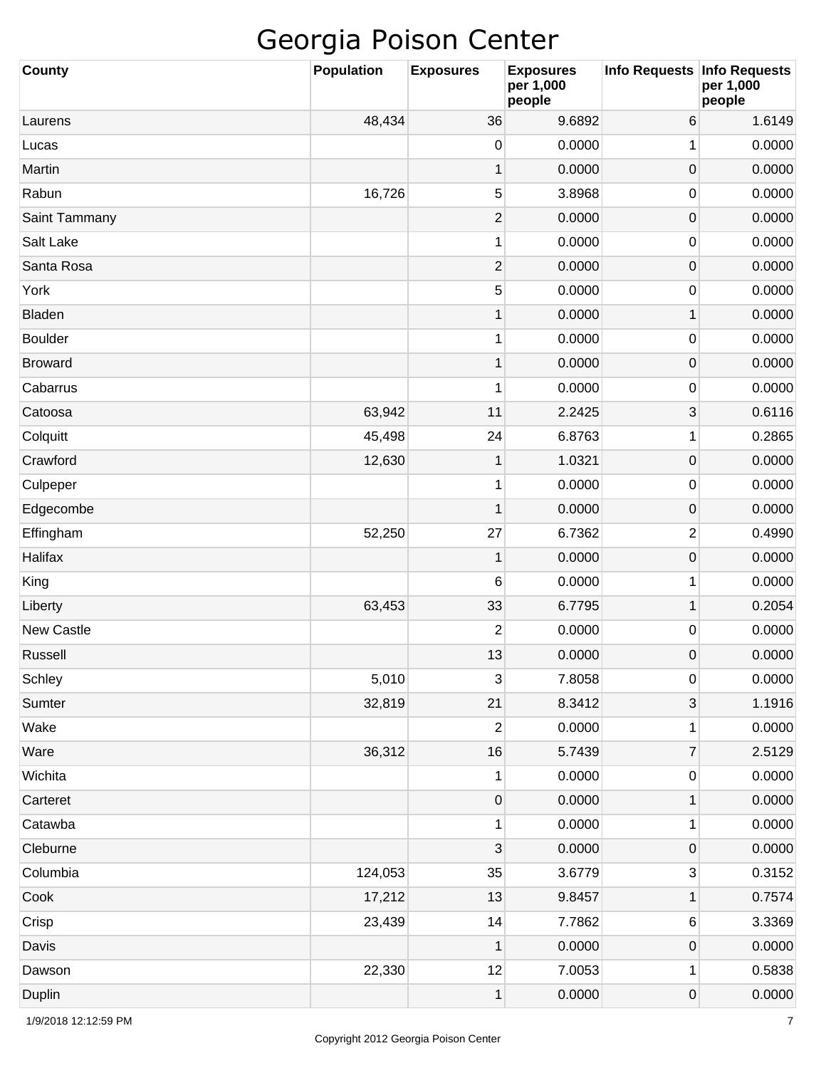# Georgia Poison Center

| County | Population | Exposures | Exposures per 1,000 people | Info Requests | Info Requests per 1,000 people |
|---|---|---|---|---|---|
| Laurens | 48,434 | 36 | 9.6892 | 6 | 1.6149 |
| Lucas | | 0 | 0.0000 | 1 | 0.0000 |
| Martin | | 1 | 0.0000 | 0 | 0.0000 |
| Rabun | 16,726 | 5 | 3.8968 | 0 | 0.0000 |
| Saint Tammany | | 2 | 0.0000 | 0 | 0.0000 |
| Salt Lake | | 1 | 0.0000 | 0 | 0.0000 |
| Santa Rosa | | 2 | 0.0000 | 0 | 0.0000 |
| York | | 5 | 0.0000 | 0 | 0.0000 |
| Bladen | | 1 | 0.0000 | 1 | 0.0000 |
| Boulder | | 1 | 0.0000 | 0 | 0.0000 |
| Broward | | 1 | 0.0000 | 0 | 0.0000 |
| Cabarrus | | 1 | 0.0000 | 0 | 0.0000 |
| Catoosa | 63,942 | 11 | 2.2425 | 3 | 0.6116 |
| Colquitt | 45,498 | 24 | 6.8763 | 1 | 0.2865 |
| Crawford | 12,630 | 1 | 1.0321 | 0 | 0.0000 |
| Culpeper | | 1 | 0.0000 | 0 | 0.0000 |
| Edgecombe | | 1 | 0.0000 | 0 | 0.0000 |
| Effingham | 52,250 | 27 | 6.7362 | 2 | 0.4990 |
| Halifax | | 1 | 0.0000 | 0 | 0.0000 |
| King | | 6 | 0.0000 | 1 | 0.0000 |
| Liberty | 63,453 | 33 | 6.7795 | 1 | 0.2054 |
| New Castle | | 2 | 0.0000 | 0 | 0.0000 |
| Russell | | 13 | 0.0000 | 0 | 0.0000 |
| Schley | 5,010 | 3 | 7.8058 | 0 | 0.0000 |
| Sumter | 32,819 | 21 | 8.3412 | 3 | 1.1916 |
| Wake | | 2 | 0.0000 | 1 | 0.0000 |
| Ware | 36,312 | 16 | 5.7439 | 7 | 2.5129 |
| Wichita | | 1 | 0.0000 | 0 | 0.0000 |
| Carteret | | 0 | 0.0000 | 1 | 0.0000 |
| Catawba | | 1 | 0.0000 | 1 | 0.0000 |
| Cleburne | | 3 | 0.0000 | 0 | 0.0000 |
| Columbia | 124,053 | 35 | 3.6779 | 3 | 0.3152 |
| Cook | 17,212 | 13 | 9.8457 | 1 | 0.7574 |
| Crisp | 23,439 | 14 | 7.7862 | 6 | 3.3369 |
| Davis | | 1 | 0.0000 | 0 | 0.0000 |
| Dawson | 22,330 | 12 | 7.0053 | 1 | 0.5838 |
| Duplin | | 1 | 0.0000 | 0 | 0.0000 |

1/9/2018 12:12:59 PM

Copyright 2012 Georgia Poison Center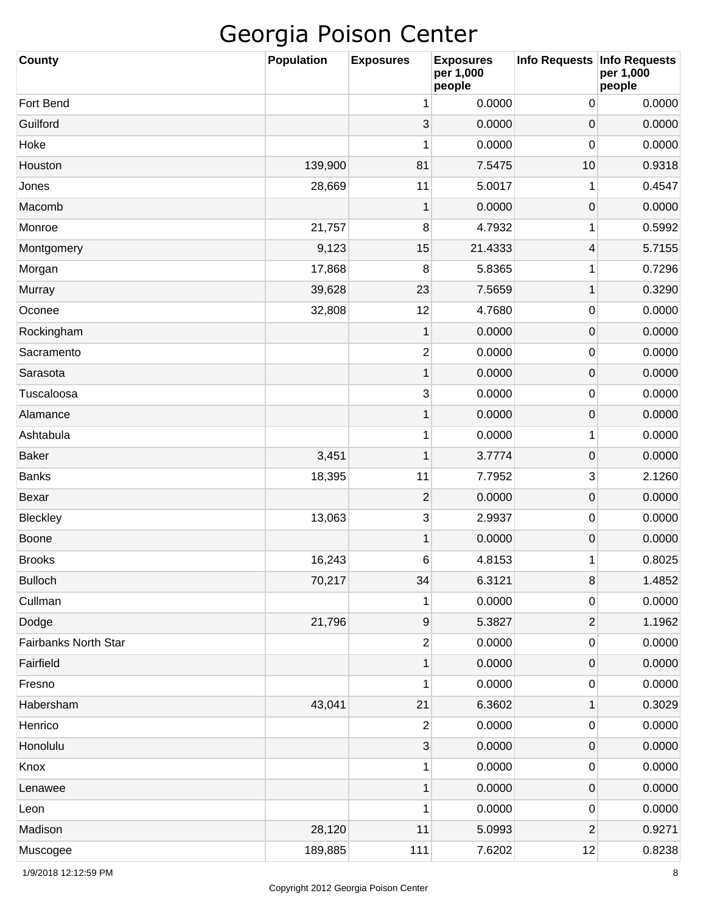# Georgia Poison Center

| County | Population | Exposures | Exposures per 1,000 people | Info Requests | Info Requests per 1,000 people |
|---|---|---|---|---|---|
| Fort Bend | | 1 | 0.0000 | 0 | 0.0000 |
| Guilford | | 3 | 0.0000 | 0 | 0.0000 |
| Hoke | | 1 | 0.0000 | 0 | 0.0000 |
| Houston | 139,900 | 81 | 7.5475 | 10 | 0.9318 |
| Jones | 28,669 | 11 | 5.0017 | 1 | 0.4547 |
| Macomb | | 1 | 0.0000 | 0 | 0.0000 |
| Monroe | 21,757 | 8 | 4.7932 | 1 | 0.5992 |
| Montgomery | 9,123 | 15 | 21.4333 | 4 | 5.7155 |
| Morgan | 17,868 | 8 | 5.8365 | 1 | 0.7296 |
| Murray | 39,628 | 23 | 7.5659 | 1 | 0.3290 |
| Oconee | 32,808 | 12 | 4.7680 | 0 | 0.0000 |
| Rockingham | | 1 | 0.0000 | 0 | 0.0000 |
| Sacramento | | 2 | 0.0000 | 0 | 0.0000 |
| Sarasota | | 1 | 0.0000 | 0 | 0.0000 |
| Tuscaloosa | | 3 | 0.0000 | 0 | 0.0000 |
| Alamance | | 1 | 0.0000 | 0 | 0.0000 |
| Ashtabula | | 1 | 0.0000 | 1 | 0.0000 |
| Baker | 3,451 | 1 | 3.7774 | 0 | 0.0000 |
| Banks | 18,395 | 11 | 7.7952 | 3 | 2.1260 |
| Bexar | | 2 | 0.0000 | 0 | 0.0000 |
| Bleckley | 13,063 | 3 | 2.9937 | 0 | 0.0000 |
| Boone | | 1 | 0.0000 | 0 | 0.0000 |
| Brooks | 16,243 | 6 | 4.8153 | 1 | 0.8025 |
| Bulloch | 70,217 | 34 | 6.3121 | 8 | 1.4852 |
| Cullman | | 1 | 0.0000 | 0 | 0.0000 |
| Dodge | 21,796 | 9 | 5.3827 | 2 | 1.1962 |
| Fairbanks North Star | | 2 | 0.0000 | 0 | 0.0000 |
| Fairfield | | 1 | 0.0000 | 0 | 0.0000 |
| Fresno | | 1 | 0.0000 | 0 | 0.0000 |
| Habersham | 43,041 | 21 | 6.3602 | 1 | 0.3029 |
| Henrico | | 2 | 0.0000 | 0 | 0.0000 |
| Honolulu | | 3 | 0.0000 | 0 | 0.0000 |
| Knox | | 1 | 0.0000 | 0 | 0.0000 |
| Lenawee | | 1 | 0.0000 | 0 | 0.0000 |
| Leon | | 1 | 0.0000 | 0 | 0.0000 |
| Madison | 28,120 | 11 | 5.0993 | 2 | 0.9271 |
| Muscogee | 189,885 | 111 | 7.6202 | 12 | 0.8238 |

1/9/2018 12:12:59 PM

Copyright 2012 Georgia Poison Center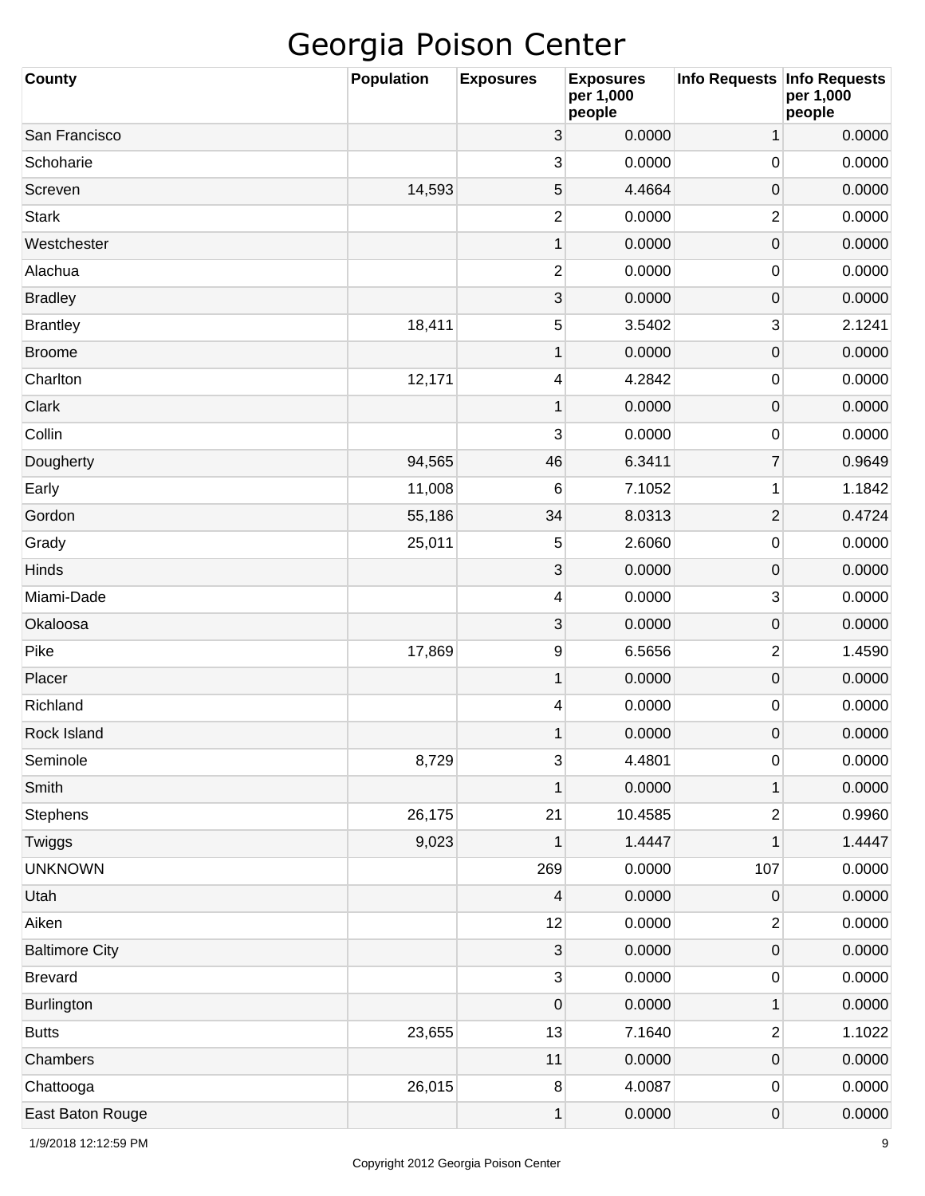# Georgia Poison Center

| County | Population | Exposures | Exposures per 1,000 people | Info Requests | Info Requests per 1,000 people |
|---|---|---|---|---|---|
| San Francisco | | 3 | 0.0000 | 1 | 0.0000 |
| Schoharie | | 3 | 0.0000 | 0 | 0.0000 |
| Screven | 14,593 | 5 | 4.4664 | 0 | 0.0000 |
| Stark | | 2 | 0.0000 | 2 | 0.0000 |
| Westchester | | 1 | 0.0000 | 0 | 0.0000 |
| Alachua | | 2 | 0.0000 | 0 | 0.0000 |
| Bradley | | 3 | 0.0000 | 0 | 0.0000 |
| Brantley | 18,411 | 5 | 3.5402 | 3 | 2.1241 |
| Broome | | 1 | 0.0000 | 0 | 0.0000 |
| Charlton | 12,171 | 4 | 4.2842 | 0 | 0.0000 |
| Clark | | 1 | 0.0000 | 0 | 0.0000 |
| Collin | | 3 | 0.0000 | 0 | 0.0000 |
| Dougherty | 94,565 | 46 | 6.3411 | 7 | 0.9649 |
| Early | 11,008 | 6 | 7.1052 | 1 | 1.1842 |
| Gordon | 55,186 | 34 | 8.0313 | 2 | 0.4724 |
| Grady | 25,011 | 5 | 2.6060 | 0 | 0.0000 |
| Hinds | | 3 | 0.0000 | 0 | 0.0000 |
| Miami-Dade | | 4 | 0.0000 | 3 | 0.0000 |
| Okaloosa | | 3 | 0.0000 | 0 | 0.0000 |
| Pike | 17,869 | 9 | 6.5656 | 2 | 1.4590 |
| Placer | | 1 | 0.0000 | 0 | 0.0000 |
| Richland | | 4 | 0.0000 | 0 | 0.0000 |
| Rock Island | | 1 | 0.0000 | 0 | 0.0000 |
| Seminole | 8,729 | 3 | 4.4801 | 0 | 0.0000 |
| Smith | | 1 | 0.0000 | 1 | 0.0000 |
| Stephens | 26,175 | 21 | 10.4585 | 2 | 0.9960 |
| Twiggs | 9,023 | 1 | 1.4447 | 1 | 1.4447 |
| UNKNOWN | | 269 | 0.0000 | 107 | 0.0000 |
| Utah | | 4 | 0.0000 | 0 | 0.0000 |
| Aiken | | 12 | 0.0000 | 2 | 0.0000 |
| Baltimore City | | 3 | 0.0000 | 0 | 0.0000 |
| Brevard | | 3 | 0.0000 | 0 | 0.0000 |
| Burlington | | 0 | 0.0000 | 1 | 0.0000 |
| Butts | 23,655 | 13 | 7.1640 | 2 | 1.1022 |
| Chambers | | 11 | 0.0000 | 0 | 0.0000 |
| Chattooga | 26,015 | 8 | 4.0087 | 0 | 0.0000 |
| East Baton Rouge | | 1 | 0.0000 | 0 | 0.0000 |

1/9/2018 12:12:59 PM

Copyright 2012 Georgia Poison Center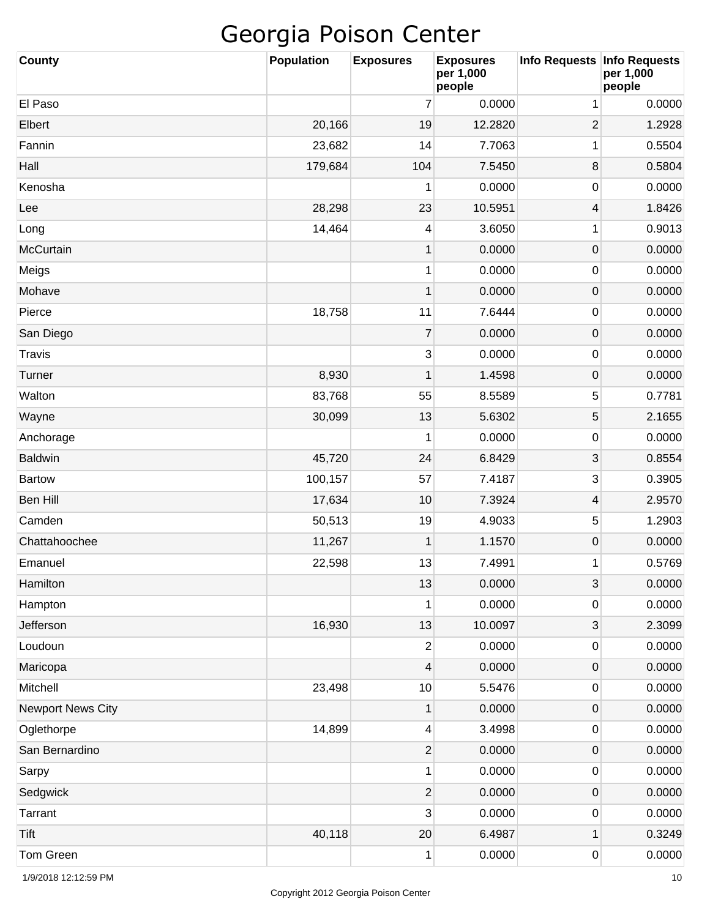# Georgia Poison Center

| County | Population | Exposures | Exposures per 1,000 people | Info Requests | Info Requests per 1,000 people |
|---|---|---|---|---|---|
| El Paso | | 7 | 0.0000 | 1 | 0.0000 |
| Elbert | 20,166 | 19 | 12.2820 | 2 | 1.2928 |
| Fannin | 23,682 | 14 | 7.7063 | 1 | 0.5504 |
| Hall | 179,684 | 104 | 7.5450 | 8 | 0.5804 |
| Kenosha | | 1 | 0.0000 | 0 | 0.0000 |
| Lee | 28,298 | 23 | 10.5951 | 4 | 1.8426 |
| Long | 14,464 | 4 | 3.6050 | 1 | 0.9013 |
| McCurtain | | 1 | 0.0000 | 0 | 0.0000 |
| Meigs | | 1 | 0.0000 | 0 | 0.0000 |
| Mohave | | 1 | 0.0000 | 0 | 0.0000 |
| Pierce | 18,758 | 11 | 7.6444 | 0 | 0.0000 |
| San Diego | | 7 | 0.0000 | 0 | 0.0000 |
| Travis | | 3 | 0.0000 | 0 | 0.0000 |
| Turner | 8,930 | 1 | 1.4598 | 0 | 0.0000 |
| Walton | 83,768 | 55 | 8.5589 | 5 | 0.7781 |
| Wayne | 30,099 | 13 | 5.6302 | 5 | 2.1655 |
| Anchorage | | 1 | 0.0000 | 0 | 0.0000 |
| Baldwin | 45,720 | 24 | 6.8429 | 3 | 0.8554 |
| Bartow | 100,157 | 57 | 7.4187 | 3 | 0.3905 |
| Ben Hill | 17,634 | 10 | 7.3924 | 4 | 2.9570 |
| Camden | 50,513 | 19 | 4.9033 | 5 | 1.2903 |
| Chattahoochee | 11,267 | 1 | 1.1570 | 0 | 0.0000 |
| Emanuel | 22,598 | 13 | 7.4991 | 1 | 0.5769 |
| Hamilton | | 13 | 0.0000 | 3 | 0.0000 |
| Hampton | | 1 | 0.0000 | 0 | 0.0000 |
| Jefferson | 16,930 | 13 | 10.0097 | 3 | 2.3099 |
| Loudoun | | 2 | 0.0000 | 0 | 0.0000 |
| Maricopa | | 4 | 0.0000 | 0 | 0.0000 |
| Mitchell | 23,498 | 10 | 5.5476 | 0 | 0.0000 |
| Newport News City | | 1 | 0.0000 | 0 | 0.0000 |
| Oglethorpe | 14,899 | 4 | 3.4998 | 0 | 0.0000 |
| San Bernardino | | 2 | 0.0000 | 0 | 0.0000 |
| Sarpy | | 1 | 0.0000 | 0 | 0.0000 |
| Sedgwick | | 2 | 0.0000 | 0 | 0.0000 |
| Tarrant | | 3 | 0.0000 | 0 | 0.0000 |
| Tift | 40,118 | 20 | 6.4987 | 1 | 0.3249 |
| Tom Green | | 1 | 0.0000 | 0 | 0.0000 |

1/9/2018 12:12:59 PM

Copyright 2012 Georgia Poison Center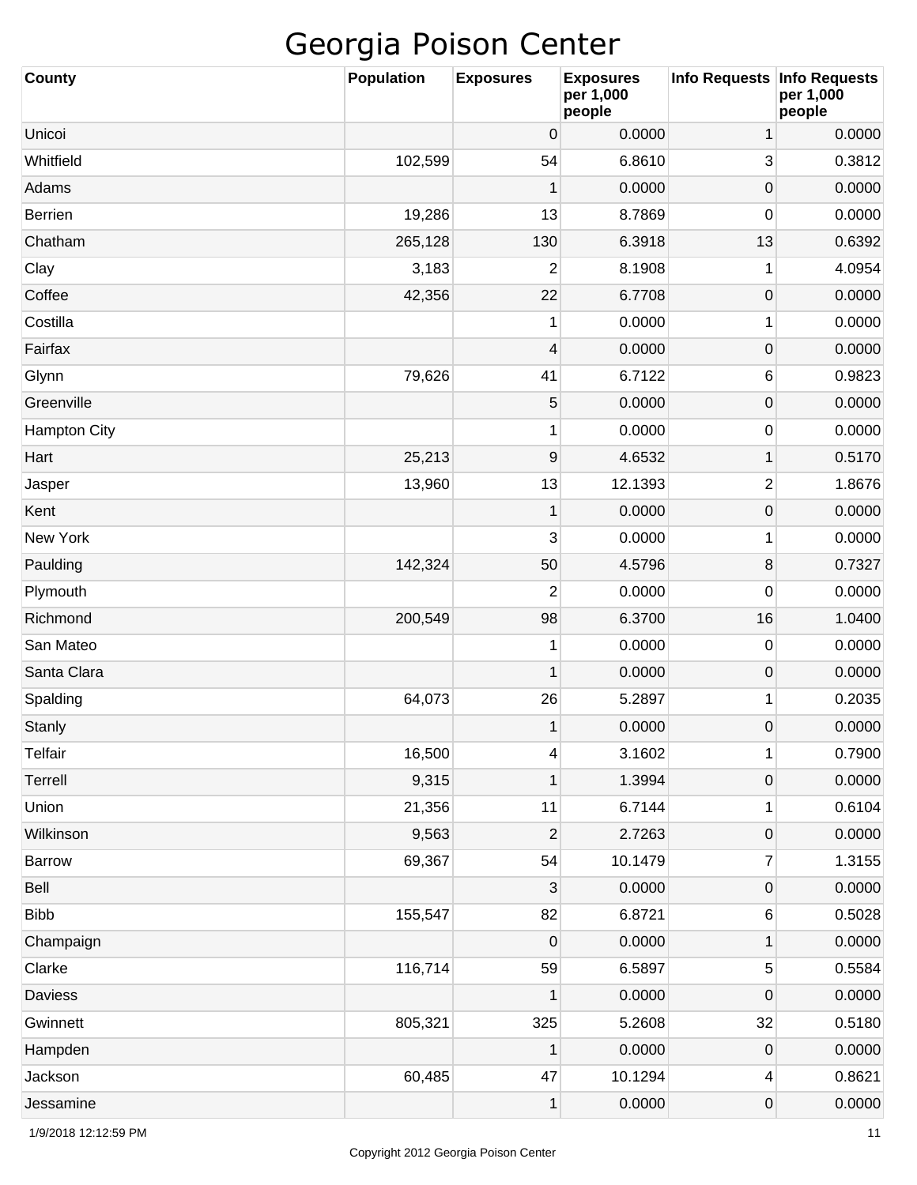# Georgia Poison Center

| County | Population | Exposures | Exposures per 1,000 people | Info Requests | Info Requests per 1,000 people |
|---|---|---|---|---|---|
| Unicoi | | 0 | 0.0000 | 1 | 0.0000 |
| Whitfield | 102,599 | 54 | 6.8610 | 3 | 0.3812 |
| Adams | | 1 | 0.0000 | 0 | 0.0000 |
| Berrien | 19,286 | 13 | 8.7869 | 0 | 0.0000 |
| Chatham | 265,128 | 130 | 6.3918 | 13 | 0.6392 |
| Clay | 3,183 | 2 | 8.1908 | 1 | 4.0954 |
| Coffee | 42,356 | 22 | 6.7708 | 0 | 0.0000 |
| Costilla | | 1 | 0.0000 | 1 | 0.0000 |
| Fairfax | | 4 | 0.0000 | 0 | 0.0000 |
| Glynn | 79,626 | 41 | 6.7122 | 6 | 0.9823 |
| Greenville | | 5 | 0.0000 | 0 | 0.0000 |
| Hampton City | | 1 | 0.0000 | 0 | 0.0000 |
| Hart | 25,213 | 9 | 4.6532 | 1 | 0.5170 |
| Jasper | 13,960 | 13 | 12.1393 | 2 | 1.8676 |
| Kent | | 1 | 0.0000 | 0 | 0.0000 |
| New York | | 3 | 0.0000 | 1 | 0.0000 |
| Paulding | 142,324 | 50 | 4.5796 | 8 | 0.7327 |
| Plymouth | | 2 | 0.0000 | 0 | 0.0000 |
| Richmond | 200,549 | 98 | 6.3700 | 16 | 1.0400 |
| San Mateo | | 1 | 0.0000 | 0 | 0.0000 |
| Santa Clara | | 1 | 0.0000 | 0 | 0.0000 |
| Spalding | 64,073 | 26 | 5.2897 | 1 | 0.2035 |
| Stanly | | 1 | 0.0000 | 0 | 0.0000 |
| Telfair | 16,500 | 4 | 3.1602 | 1 | 0.7900 |
| Terrell | 9,315 | 1 | 1.3994 | 0 | 0.0000 |
| Union | 21,356 | 11 | 6.7144 | 1 | 0.6104 |
| Wilkinson | 9,563 | 2 | 2.7263 | 0 | 0.0000 |
| Barrow | 69,367 | 54 | 10.1479 | 7 | 1.3155 |
| Bell | | 3 | 0.0000 | 0 | 0.0000 |
| Bibb | 155,547 | 82 | 6.8721 | 6 | 0.5028 |
| Champaign | | 0 | 0.0000 | 1 | 0.0000 |
| Clarke | 116,714 | 59 | 6.5897 | 5 | 0.5584 |
| Daviess | | 1 | 0.0000 | 0 | 0.0000 |
| Gwinnett | 805,321 | 325 | 5.2608 | 32 | 0.5180 |
| Hampden | | 1 | 0.0000 | 0 | 0.0000 |
| Jackson | 60,485 | 47 | 10.1294 | 4 | 0.8621 |
| Jessamine | | 1 | 0.0000 | 0 | 0.0000 |

1/9/2018 12:12:59 PM

Copyright 2012 Georgia Poison Center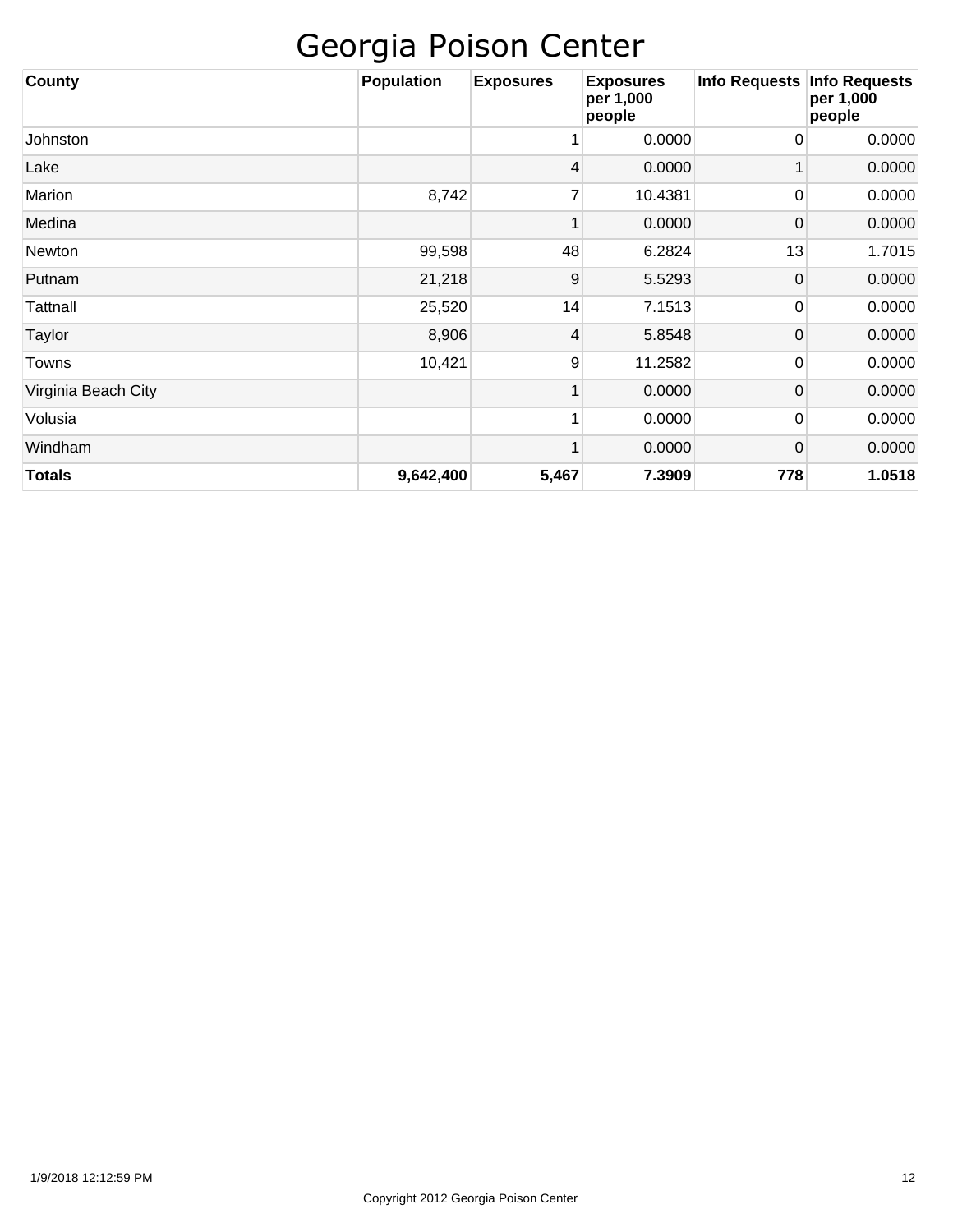# Georgia Poison Center

| County | Population | Exposures | Exposures per 1,000 people | Info Requests | Info Requests per 1,000 people |
|---|---|---|---|---|---|
| Johnston | | 1 | 0.0000 | 0 | 0.0000 |
| Lake | | 4 | 0.0000 | 1 | 0.0000 |
| Marion | 8,742 | 7 | 10.4381 | 0 | 0.0000 |
| Medina | | 1 | 0.0000 | 0 | 0.0000 |
| Newton | 99,598 | 48 | 6.2824 | 13 | 1.7015 |
| Putnam | 21,218 | 9 | 5.5293 | 0 | 0.0000 |
| Tattnall | 25,520 | 14 | 7.1513 | 0 | 0.0000 |
| Taylor | 8,906 | 4 | 5.8548 | 0 | 0.0000 |
| Towns | 10,421 | 9 | 11.2582 | 0 | 0.0000 |
| Virginia Beach City | | 1 | 0.0000 | 0 | 0.0000 |
| Volusia | | 1 | 0.0000 | 0 | 0.0000 |
| Windham | | 1 | 0.0000 | 0 | 0.0000 |
| **Totals** | **9,642,400** | **5,467** | **7.3909** | **778** | **1.0518** |

1/9/2018 12:12:59 PM

Copyright 2012 Georgia Poison Center